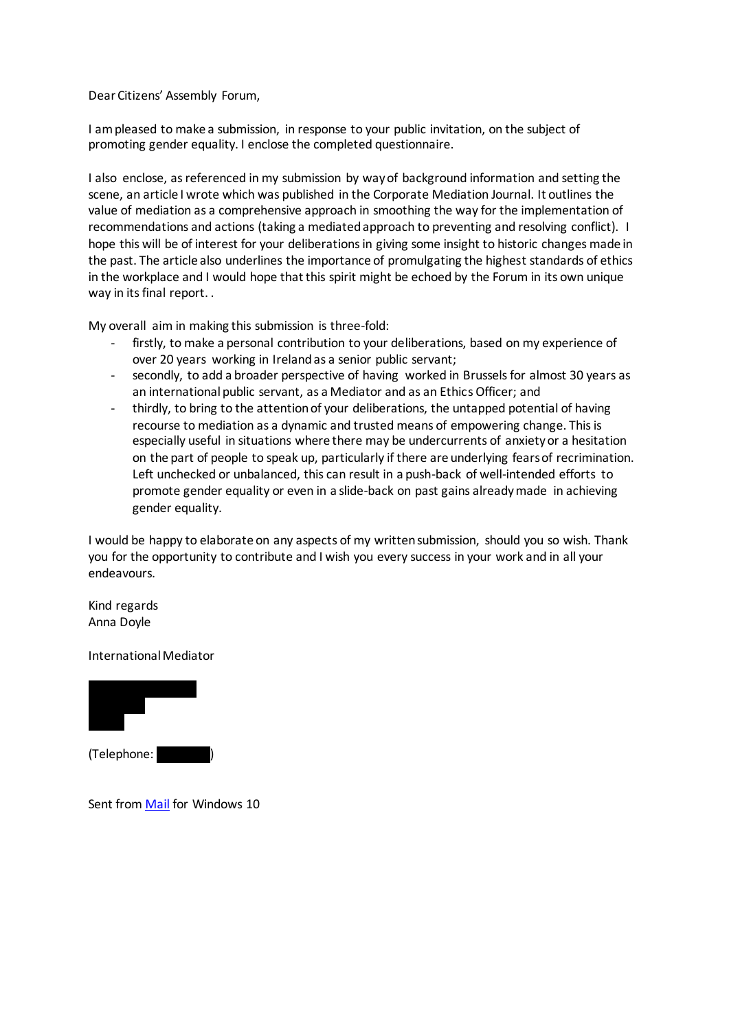Dear Citizens' Assembly Forum,

I am pleased to make a submission, in response to your public invitation, on the subject of promoting gender equality. I enclose the completed questionnaire.

I also enclose, as referenced in my submission by way of background information and setting the scene, an article I wrote which was published in the Corporate Mediation Journal. It outlines the value of mediation as a comprehensive approach in smoothing the way for the implementation of recommendations and actions (taking a mediated approach to preventing and resolving conflict). I hope this will be of interest for your deliberations in giving some insight to historic changes made in the past. The article also underlines the importance of promulgating the highest standards of ethics in the workplace and I would hope that this spirit might be echoed by the Forum in its own unique way in its final report. .

My overall aim in making this submission is three-fold:

- firstly, to make a personal contribution to your deliberations, based on my experience of over 20 years working in Ireland as a senior public servant;
- secondly, to add a broader perspective of having worked in Brussels for almost 30 years as an international public servant, as a Mediator and as an Ethics Officer; and
- thirdly, to bring to the attention of your deliberations, the untapped potential of having recourse to mediation as a dynamic and trusted means of empowering change. This is especially useful in situations where there may be undercurrents of anxiety or a hesitation on the part of people to speak up, particularly if there are underlying fears of recrimination. Left unchecked or unbalanced, this can result in a push-back of well-intended efforts to promote gender equality or even in a slide-back on past gains already made in achieving gender equality.

I would be happy to elaborate on any aspects of my written submission, should you so wish. Thank you for the opportunity to contribute and I wish you every success in your work and in all your endeavours.

Kind regards
Anna Doyle

International Mediator

(Telephone: )

Sent from Mail for Windows 10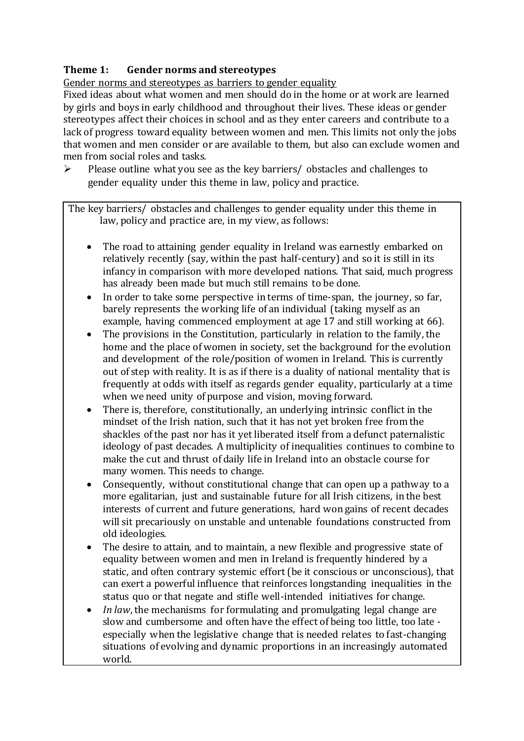**Theme 1: Gender norms and stereotypes**

Gender norms and stereotypes as barriers to gender equality

Fixed ideas about what women and men should do in the home or at work are learned by girls and boys in early childhood and throughout their lives. These ideas or gender stereotypes affect their choices in school and as they enter careers and contribute to a lack of progress toward equality between women and men. This limits not only the jobs that women and men consider or are available to them, but also can exclude women and men from social roles and tasks.

- Please outline what you see as the key barriers/ obstacles and challenges to gender equality under this theme in law, policy and practice.

The key barriers/ obstacles and challenges to gender equality under this theme in law, policy and practice are, in my view, as follows:

- The road to attaining gender equality in Ireland was earnestly embarked on relatively recently (say, within the past half-century) and so it is still in its infancy in comparison with more developed nations. That said, much progress has already been made but much still remains to be done.
- In order to take some perspective in terms of time-span, the journey, so far, barely represents the working life of an individual (taking myself as an example, having commenced employment at age 17 and still working at 66).
- The provisions in the Constitution, particularly in relation to the family, the home and the place of women in society, set the background for the evolution and development of the role/position of women in Ireland. This is currently out of step with reality. It is as if there is a duality of national mentality that is frequently at odds with itself as regards gender equality, particularly at a time when we need unity of purpose and vision, moving forward.
- There is, therefore, constitutionally, an underlying intrinsic conflict in the mindset of the Irish nation, such that it has not yet broken free from the shackles of the past nor has it yet liberated itself from a defunct paternalistic ideology of past decades. A multiplicity of inequalities continues to combine to make the cut and thrust of daily life in Ireland into an obstacle course for many women. This needs to change.
- Consequently, without constitutional change that can open up a pathway to a more egalitarian, just and sustainable future for all Irish citizens, in the best interests of current and future generations, hard won gains of recent decades will sit precariously on unstable and untenable foundations constructed from old ideologies.
- The desire to attain, and to maintain, a new flexible and progressive state of equality between women and men in Ireland is frequently hindered by a static, and often contrary systemic effort (be it conscious or unconscious), that can exert a powerful influence that reinforces longstanding inequalities in the status quo or that negate and stifle well-intended initiatives for change.
- *In law*, the mechanisms for formulating and promulgating legal change are slow and cumbersome and often have the effect of being too little, too late - especially when the legislative change that is needed relates to fast-changing situations of evolving and dynamic proportions in an increasingly automated world.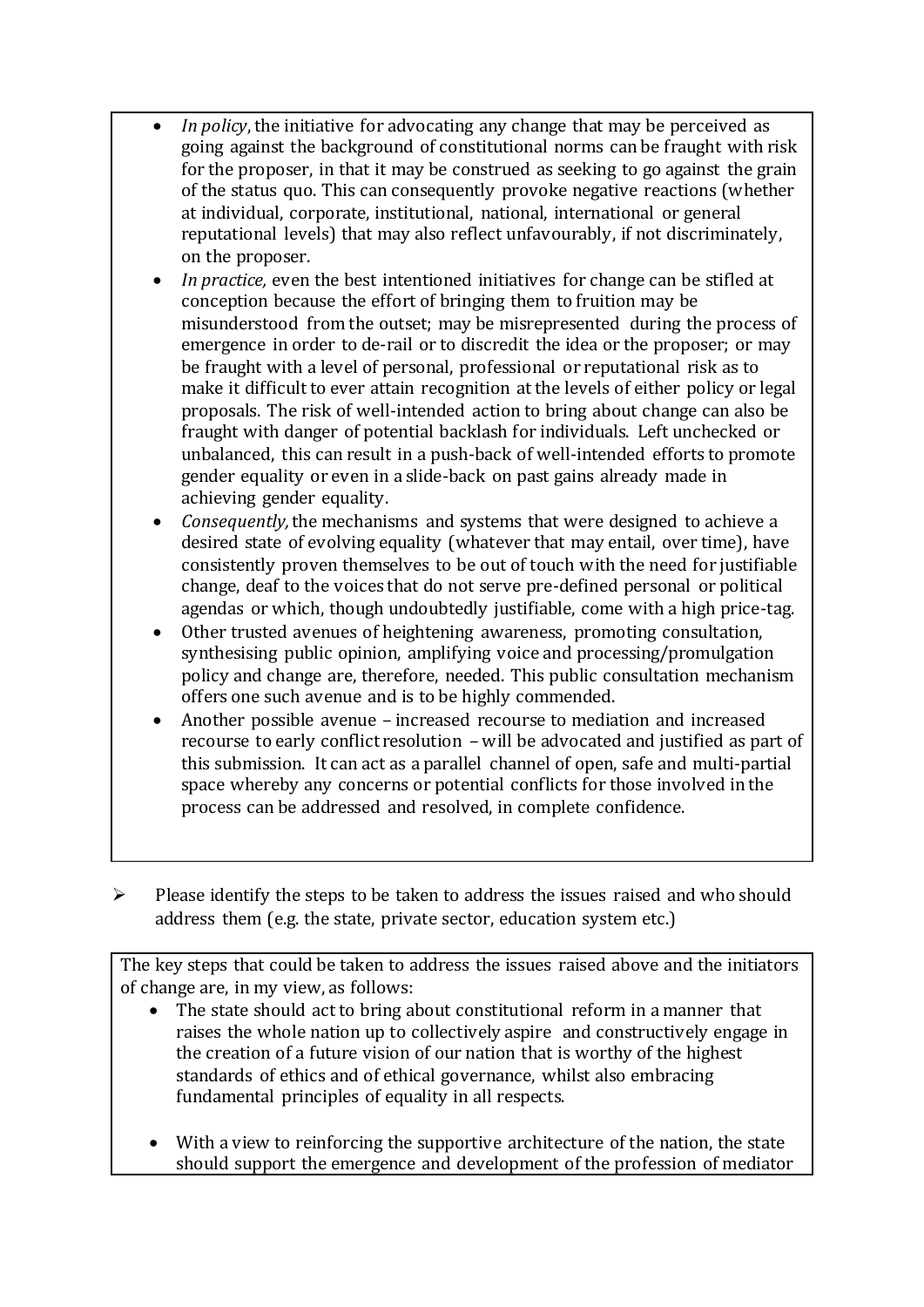- *In policy*, the initiative for advocating any change that may be perceived as going against the background of constitutional norms can be fraught with risk for the proposer, in that it may be construed as seeking to go against the grain of the status quo. This can consequently provoke negative reactions (whether at individual, corporate, institutional, national, international or general reputational levels) that may also reflect unfavourably, if not discriminately, on the proposer.
- *In practice,* even the best intentioned initiatives for change can be stifled at conception because the effort of bringing them to fruition may be misunderstood from the outset; may be misrepresented during the process of emergence in order to de-rail or to discredit the idea or the proposer; or may be fraught with a level of personal, professional or reputational risk as to make it difficult to ever attain recognition at the levels of either policy or legal proposals. The risk of well-intended action to bring about change can also be fraught with danger of potential backlash for individuals. Left unchecked or unbalanced, this can result in a push-back of well-intended efforts to promote gender equality or even in a slide-back on past gains already made in achieving gender equality.
- *Consequently,* the mechanisms and systems that were designed to achieve a desired state of evolving equality (whatever that may entail, over time), have consistently proven themselves to be out of touch with the need for justifiable change, deaf to the voices that do not serve pre-defined personal or political agendas or which, though undoubtedly justifiable, come with a high price-tag.
- Other trusted avenues of heightening awareness, promoting consultation, synthesising public opinion, amplifying voice and processing/promulgation policy and change are, therefore, needed. This public consultation mechanism offers one such avenue and is to be highly commended.
- Another possible avenue – increased recourse to mediation and increased recourse to early conflict resolution – will be advocated and justified as part of this submission. It can act as a parallel channel of open, safe and multi-partial space whereby any concerns or potential conflicts for those involved in the process can be addressed and resolved, in complete confidence.

- Please identify the steps to be taken to address the issues raised and who should address them (e.g. the state, private sector, education system etc.)

The key steps that could be taken to address the issues raised above and the initiators of change are, in my view, as follows:

- The state should act to bring about constitutional reform in a manner that raises the whole nation up to collectively aspire and constructively engage in the creation of a future vision of our nation that is worthy of the highest standards of ethics and of ethical governance, whilst also embracing fundamental principles of equality in all respects.

- With a view to reinforcing the supportive architecture of the nation, the state should support the emergence and development of the profession of mediator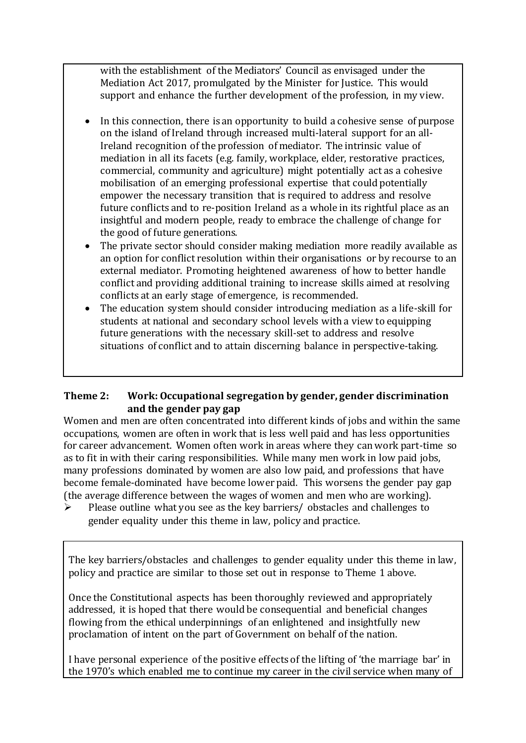with the establishment of the Mediators' Council as envisaged under the Mediation Act 2017, promulgated by the Minister for Justice. This would support and enhance the further development of the profession, in my view.

- In this connection, there is an opportunity to build a cohesive sense of purpose on the island of Ireland through increased multi-lateral support for an all-Ireland recognition of the profession of mediator. The intrinsic value of mediation in all its facets (e.g. family, workplace, elder, restorative practices, commercial, community and agriculture) might potentially act as a cohesive mobilisation of an emerging professional expertise that could potentially empower the necessary transition that is required to address and resolve future conflicts and to re-position Ireland as a whole in its rightful place as an insightful and modern people, ready to embrace the challenge of change for the good of future generations.
- The private sector should consider making mediation more readily available as an option for conflict resolution within their organisations or by recourse to an external mediator. Promoting heightened awareness of how to better handle conflict and providing additional training to increase skills aimed at resolving conflicts at an early stage of emergence, is recommended.
- The education system should consider introducing mediation as a life-skill for students at national and secondary school levels with a view to equipping future generations with the necessary skill-set to address and resolve situations of conflict and to attain discerning balance in perspective-taking.

### Theme 2: Work: Occupational segregation by gender, gender discrimination and the gender pay gap

Women and men are often concentrated into different kinds of jobs and within the same occupations, women are often in work that is less well paid and has less opportunities for career advancement. Women often work in areas where they can work part-time so as to fit in with their caring responsibilities. While many men work in low paid jobs, many professions dominated by women are also low paid, and professions that have become female-dominated have become lower paid. This worsens the gender pay gap (the average difference between the wages of women and men who are working).

- Please outline what you see as the key barriers/ obstacles and challenges to gender equality under this theme in law, policy and practice.

The key barriers/obstacles and challenges to gender equality under this theme in law, policy and practice are similar to those set out in response to Theme 1 above.

Once the Constitutional aspects has been thoroughly reviewed and appropriately addressed, it is hoped that there would be consequential and beneficial changes flowing from the ethical underpinnings of an enlightened and insightfully new proclamation of intent on the part of Government on behalf of the nation.

I have personal experience of the positive effects of the lifting of 'the marriage bar' in the 1970's which enabled me to continue my career in the civil service when many of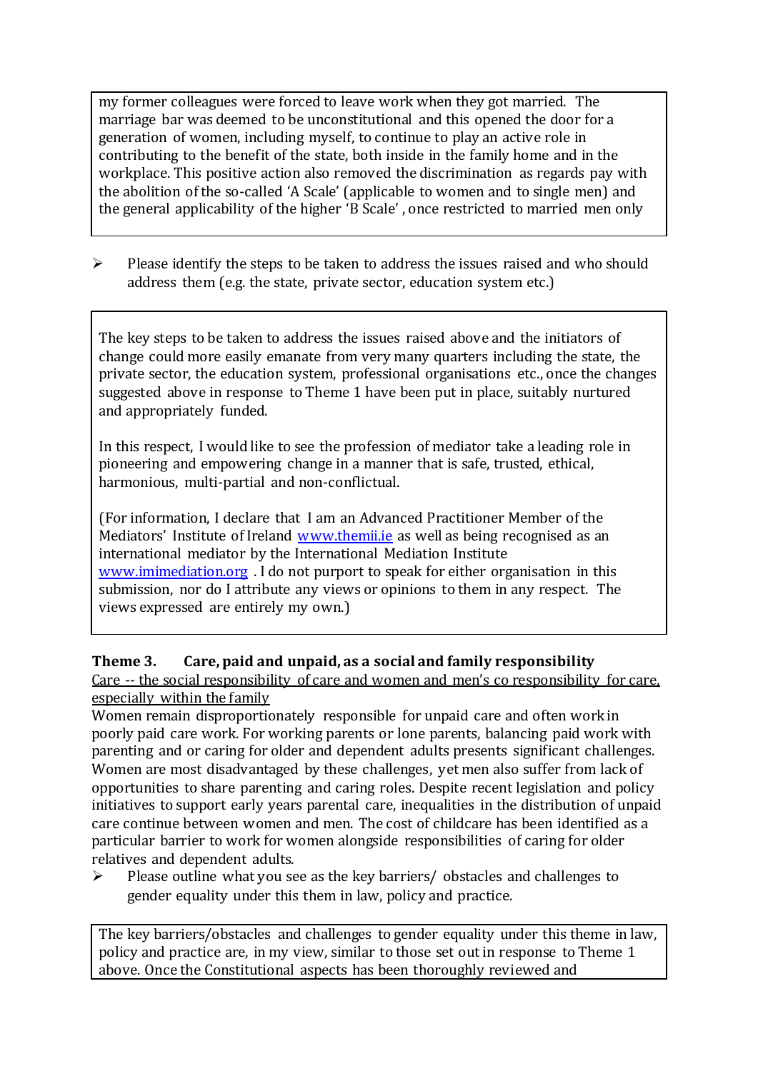my former colleagues were forced to leave work when they got married. The marriage bar was deemed to be unconstitutional and this opened the door for a generation of women, including myself, to continue to play an active role in contributing to the benefit of the state, both inside in the family home and in the workplace. This positive action also removed the discrimination as regards pay with the abolition of the so-called 'A Scale' (applicable to women and to single men) and the general applicability of the higher 'B Scale', once restricted to married men only

- Please identify the steps to be taken to address the issues raised and who should address them (e.g. the state, private sector, education system etc.)

The key steps to be taken to address the issues raised above and the initiators of change could more easily emanate from very many quarters including the state, the private sector, the education system, professional organisations etc., once the changes suggested above in response to Theme 1 have been put in place, suitably nurtured and appropriately funded.

In this respect, I would like to see the profession of mediator take a leading role in pioneering and empowering change in a manner that is safe, trusted, ethical, harmonious, multi-partial and non-conflictual.

(For information, I declare that I am an Advanced Practitioner Member of the Mediators' Institute of Ireland [www.themii.ie](http://www.themii.ie) as well as being recognised as an international mediator by the International Mediation Institute [www.imimediation.org](http://www.imimediation.org) . I do not purport to speak for either organisation in this submission, nor do I attribute any views or opinions to them in any respect. The views expressed are entirely my own.)

**Theme 3. Care, paid and unpaid, as a social and family responsibility**

Care -- the social responsibility of care and women and men's co responsibility for care, especially within the family

Women remain disproportionately responsible for unpaid care and often work in poorly paid care work. For working parents or lone parents, balancing paid work with parenting and or caring for older and dependent adults presents significant challenges. Women are most disadvantaged by these challenges, yet men also suffer from lack of opportunities to share parenting and caring roles. Despite recent legislation and policy initiatives to support early years parental care, inequalities in the distribution of unpaid care continue between women and men. The cost of childcare has been identified as a particular barrier to work for women alongside responsibilities of caring for older relatives and dependent adults.

- Please outline what you see as the key barriers/ obstacles and challenges to gender equality under this them in law, policy and practice.

The key barriers/obstacles and challenges to gender equality under this theme in law, policy and practice are, in my view, similar to those set out in response to Theme 1 above. Once the Constitutional aspects has been thoroughly reviewed and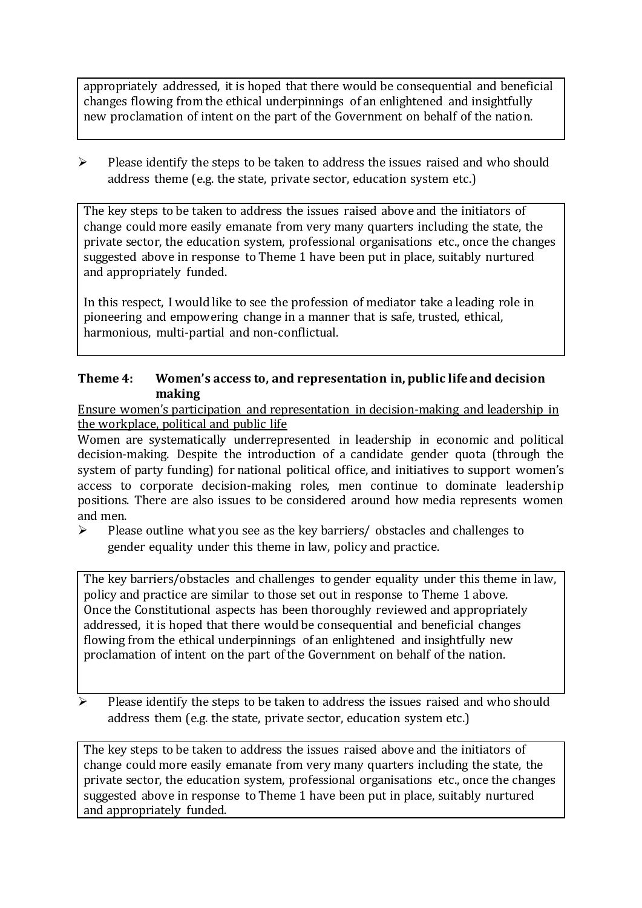appropriately addressed, it is hoped that there would be consequential and beneficial changes flowing from the ethical underpinnings of an enlightened and insightfully new proclamation of intent on the part of the Government on behalf of the nation.

- Please identify the steps to be taken to address the issues raised and who should address theme (e.g. the state, private sector, education system etc.)

The key steps to be taken to address the issues raised above and the initiators of change could more easily emanate from very many quarters including the state, the private sector, the education system, professional organisations etc., once the changes suggested above in response to Theme 1 have been put in place, suitably nurtured and appropriately funded.

In this respect, I would like to see the profession of mediator take a leading role in pioneering and empowering change in a manner that is safe, trusted, ethical, harmonious, multi-partial and non-conflictual.

### Theme 4: Women's access to, and representation in, public life and decision making

Ensure women's participation and representation in decision-making and leadership in the workplace, political and public life

Women are systematically underrepresented in leadership in economic and political decision-making. Despite the introduction of a candidate gender quota (through the system of party funding) for national political office, and initiatives to support women's access to corporate decision-making roles, men continue to dominate leadership positions. There are also issues to be considered around how media represents women and men.

- Please outline what you see as the key barriers/ obstacles and challenges to gender equality under this theme in law, policy and practice.

The key barriers/obstacles and challenges to gender equality under this theme in law, policy and practice are similar to those set out in response to Theme 1 above. Once the Constitutional aspects has been thoroughly reviewed and appropriately addressed, it is hoped that there would be consequential and beneficial changes flowing from the ethical underpinnings of an enlightened and insightfully new proclamation of intent on the part of the Government on behalf of the nation.

- Please identify the steps to be taken to address the issues raised and who should address them (e.g. the state, private sector, education system etc.)

The key steps to be taken to address the issues raised above and the initiators of change could more easily emanate from very many quarters including the state, the private sector, the education system, professional organisations etc., once the changes suggested above in response to Theme 1 have been put in place, suitably nurtured and appropriately funded.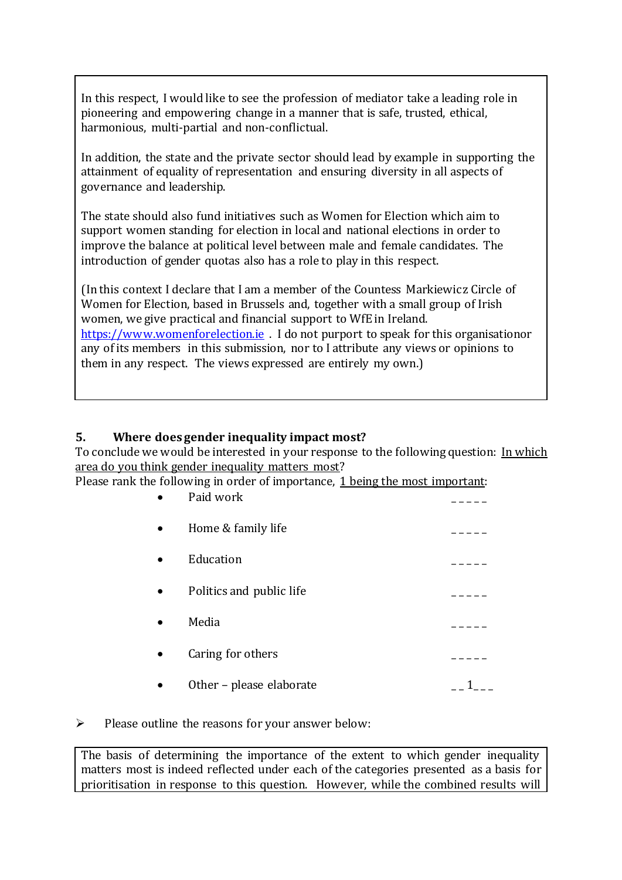In this respect, I would like to see the profession of mediator take a leading role in pioneering and empowering change in a manner that is safe, trusted, ethical, harmonious, multi-partial and non-conflictual.

In addition, the state and the private sector should lead by example in supporting the attainment of equality of representation and ensuring diversity in all aspects of governance and leadership.

The state should also fund initiatives such as Women for Election which aim to support women standing for election in local and national elections in order to improve the balance at political level between male and female candidates. The introduction of gender quotas also has a role to play in this respect.

(In this context I declare that I am a member of the Countess Markievicz Circle of Women for Election, based in Brussels and, together with a small group of Irish women, we give practical and financial support to WfE in Ireland. [https://www.womenforelection.ie](https://www.womenforelection.ie) . I do not purport to speak for this organisationor any of its members in this submission, nor to I attribute any views or opinions to them in any respect. The views expressed are entirely my own.)

## 5. Where does gender inequality impact most?

To conclude we would be interested in your response to the following question: <u>In which area do you think gender inequality matters most</u>?

Please rank the following in order of importance, <u>1 being the most important</u>:

- Paid work _____
- Home & family life _____
- Education _____
- Politics and public life _____
- Media _____
- Caring for others _____
- Other – please elaborate __1___

➢ Please outline the reasons for your answer below:

The basis of determining the importance of the extent to which gender inequality matters most is indeed reflected under each of the categories presented as a basis for prioritisation in response to this question. However, while the combined results will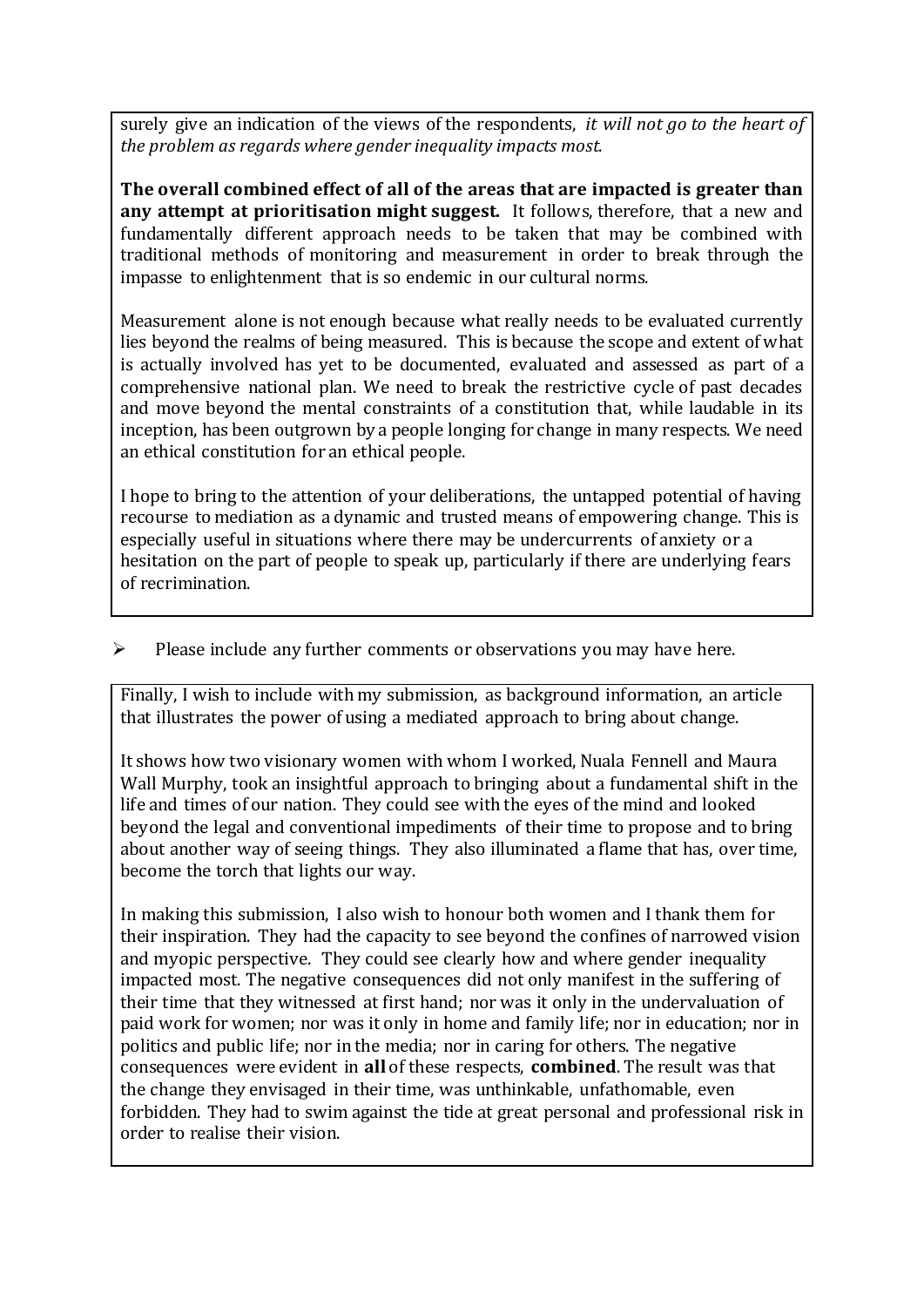surely give an indication of the views of the respondents, *it will not go to the heart of the problem as regards where gender inequality impacts most.*

**The overall combined effect of all of the areas that are impacted is greater than any attempt at prioritisation might suggest.** It follows, therefore, that a new and fundamentally different approach needs to be taken that may be combined with traditional methods of monitoring and measurement in order to break through the impasse to enlightenment that is so endemic in our cultural norms.

Measurement alone is not enough because what really needs to be evaluated currently lies beyond the realms of being measured. This is because the scope and extent of what is actually involved has yet to be documented, evaluated and assessed as part of a comprehensive national plan. We need to break the restrictive cycle of past decades and move beyond the mental constraints of a constitution that, while laudable in its inception, has been outgrown by a people longing for change in many respects. We need an ethical constitution for an ethical people.

I hope to bring to the attention of your deliberations, the untapped potential of having recourse to mediation as a dynamic and trusted means of empowering change. This is especially useful in situations where there may be undercurrents of anxiety or a hesitation on the part of people to speak up, particularly if there are underlying fears of recrimination.

- Please include any further comments or observations you may have here.

Finally, I wish to include with my submission, as background information, an article that illustrates the power of using a mediated approach to bring about change.

It shows how two visionary women with whom I worked, Nuala Fennell and Maura Wall Murphy, took an insightful approach to bringing about a fundamental shift in the life and times of our nation. They could see with the eyes of the mind and looked beyond the legal and conventional impediments of their time to propose and to bring about another way of seeing things. They also illuminated a flame that has, over time, become the torch that lights our way.

In making this submission, I also wish to honour both women and I thank them for their inspiration. They had the capacity to see beyond the confines of narrowed vision and myopic perspective. They could see clearly how and where gender inequality impacted most. The negative consequences did not only manifest in the suffering of their time that they witnessed at first hand; nor was it only in the undervaluation of paid work for women; nor was it only in home and family life; nor in education; nor in politics and public life; nor in the media; nor in caring for others. The negative consequences were evident in **all** of these respects, **combined**. The result was that the change they envisaged in their time, was unthinkable, unfathomable, even forbidden. They had to swim against the tide at great personal and professional risk in order to realise their vision.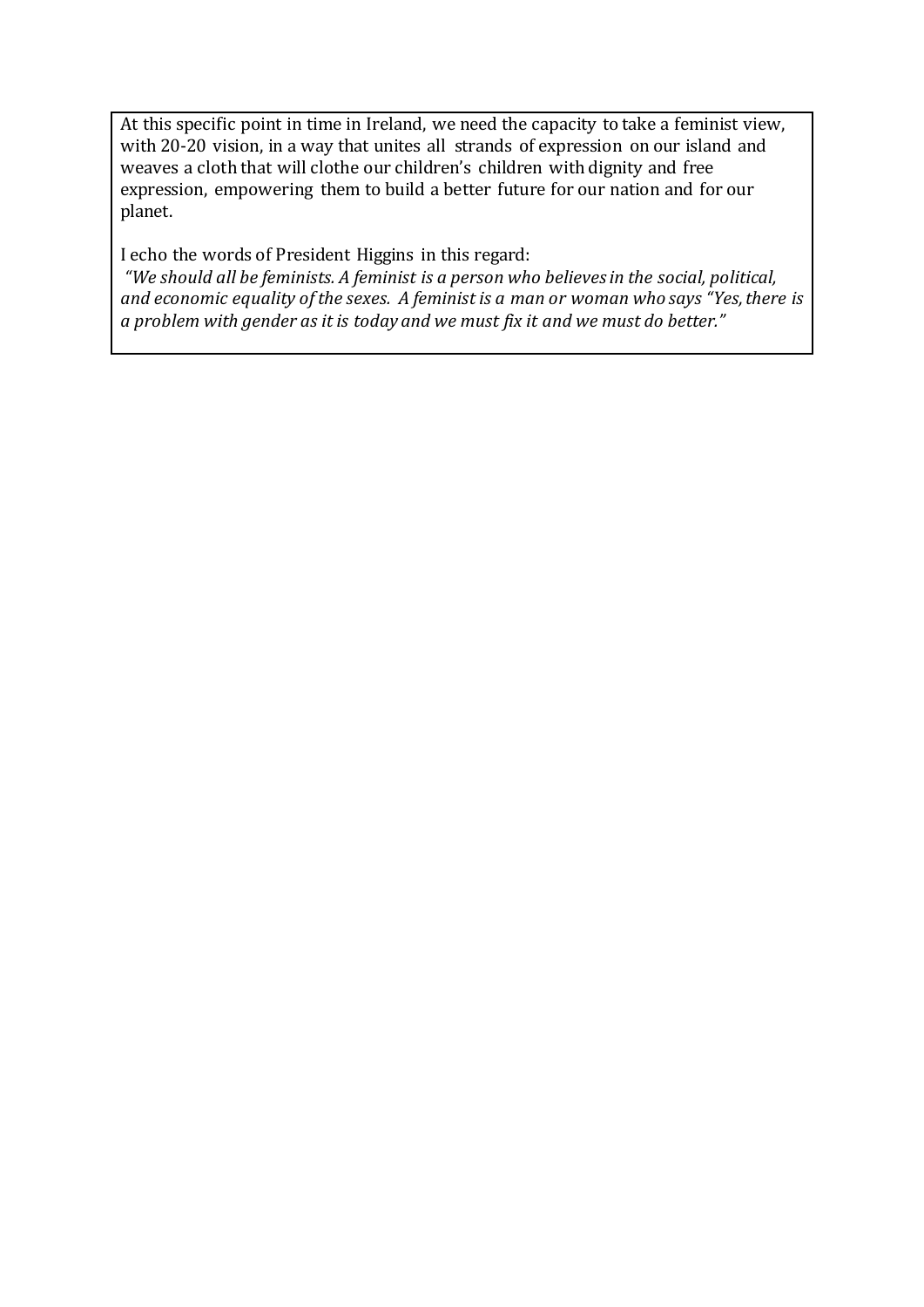At this specific point in time in Ireland, we need the capacity to take a feminist view, with 20-20 vision, in a way that unites all strands of expression on our island and weaves a cloth that will clothe our children's children with dignity and free expression, empowering them to build a better future for our nation and for our planet.

I echo the words of President Higgins in this regard:
*"We should all be feminists. A feminist is a person who believes in the social, political, and economic equality of the sexes. A feminist is a man or woman who says "Yes, there is a problem with gender as it is today and we must fix it and we must do better."*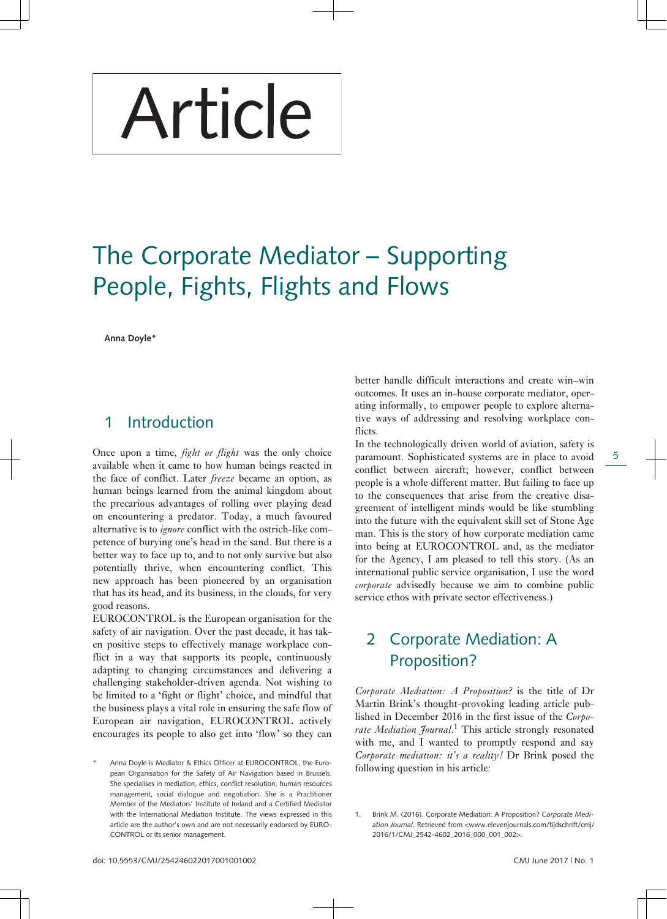# Article

# The Corporate Mediator – Supporting People, Fights, Flights and Flows

**Anna Doyle***

## 1 Introduction

Once upon a time, *fight or flight* was the only choice available when it came to how human beings reacted in the face of conflict. Later *freeze* became an option, as human beings learned from the animal kingdom about the precarious advantages of rolling over playing dead on encountering a predator. Today, a much favoured alternative is to *ignore* conflict with the ostrich-like competence of burying one's head in the sand. But there is a better way to face up to, and to not only survive but also potentially thrive, when encountering conflict. This new approach has been pioneered by an organisation that has its head, and its business, in the clouds, for very good reasons.

EUROCONTROL is the European organisation for the safety of air navigation. Over the past decade, it has taken positive steps to effectively manage workplace conflict in a way that supports its people, continuously adapting to changing circumstances and delivering a challenging stakeholder-driven agenda. Not wishing to be limited to a 'fight or flight' choice, and mindful that the business plays a vital role in ensuring the safe flow of European air navigation, EUROCONTROL actively encourages its people to also get into 'flow' so they can better handle difficult interactions and create win–win outcomes. It uses an in-house corporate mediator, operating informally, to empower people to explore alternative ways of addressing and resolving workplace conflicts.

In the technologically driven world of aviation, safety is paramount. Sophisticated systems are in place to avoid conflict between aircraft; however, conflict between people is a whole different matter. But failing to face up to the consequences that arise from the creative disagreement of intelligent minds would be like stumbling into the future with the equivalent skill set of Stone Age man. This is the story of how corporate mediation came into being at EUROCONTROL and, as the mediator for the Agency, I am pleased to tell this story. (As an international public service organisation, I use the word *corporate* advisedly because we aim to combine public service ethos with private sector effectiveness.)

## 2 Corporate Mediation: A Proposition?

*Corporate Mediation: A Proposition?* is the title of Dr Martin Brink's thought-provoking leading article published in December 2016 in the first issue of the *Corporate Mediation Journal*.[1] This article strongly resonated with me, and I wanted to promptly respond and say *Corporate mediation: it's a reality!* Dr Brink posed the following question in his article:

\* Anna Doyle is Mediator & Ethics Officer at EUROCONTROL, the European Organisation for the Safety of Air Navigation based in Brussels. She specialises in mediation, ethics, conflict resolution, human resources management, social dialogue and negotiation. She is a Practitioner Member of the Mediators' Institute of Ireland and a Certified Mediator with the International Mediation Institute. The views expressed in this article are the author's own and are not necessarily endorsed by EUROCONTROL or its senior management.

1. Brink M. (2016). Corporate Mediation: A Proposition? *Corporate Mediation Journal*. Retrieved from <www.elevenjournals.com/tijdschrift/cmj/2016/1/CMJ_2542-4602_2016_000_001_002>.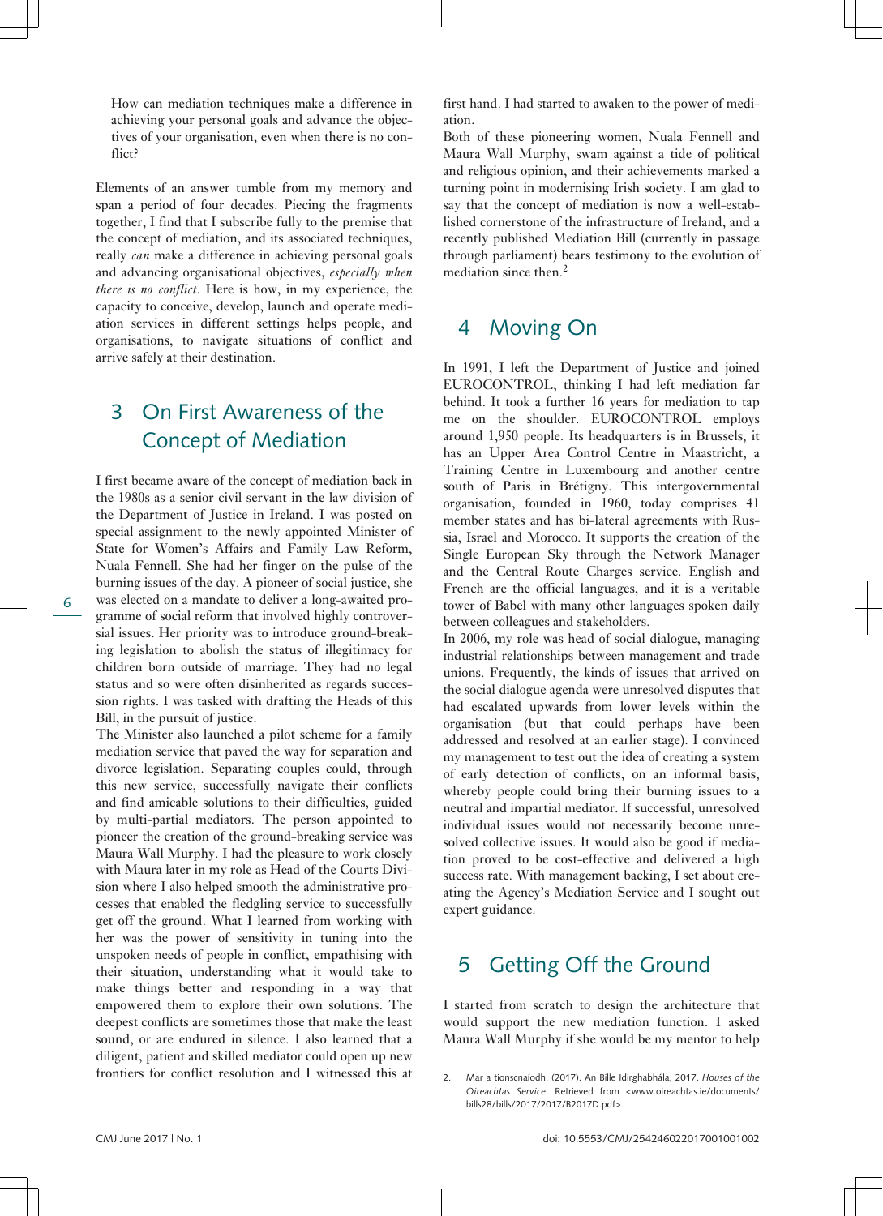How can mediation techniques make a difference in achieving your personal goals and advance the objectives of your organisation, even when there is no conflict?

Elements of an answer tumble from my memory and span a period of four decades. Piecing the fragments together, I find that I subscribe fully to the premise that the concept of mediation, and its associated techniques, really *can* make a difference in achieving personal goals and advancing organisational objectives, *especially when there is no conflict*. Here is how, in my experience, the capacity to conceive, develop, launch and operate mediation services in different settings helps people, and organisations, to navigate situations of conflict and arrive safely at their destination.

## 3 On First Awareness of the Concept of Mediation

I first became aware of the concept of mediation back in the 1980s as a senior civil servant in the law division of the Department of Justice in Ireland. I was posted on special assignment to the newly appointed Minister of State for Women's Affairs and Family Law Reform, Nuala Fennell. She had her finger on the pulse of the burning issues of the day. A pioneer of social justice, she was elected on a mandate to deliver a long-awaited programme of social reform that involved highly controversial issues. Her priority was to introduce ground-breaking legislation to abolish the status of illegitimacy for children born outside of marriage. They had no legal status and so were often disinherited as regards succession rights. I was tasked with drafting the Heads of this Bill, in the pursuit of justice.

The Minister also launched a pilot scheme for a family mediation service that paved the way for separation and divorce legislation. Separating couples could, through this new service, successfully navigate their conflicts and find amicable solutions to their difficulties, guided by multi-partial mediators. The person appointed to pioneer the creation of the ground-breaking service was Maura Wall Murphy. I had the pleasure to work closely with Maura later in my role as Head of the Courts Division where I also helped smooth the administrative processes that enabled the fledgling service to successfully get off the ground. What I learned from working with her was the power of sensitivity in tuning into the unspoken needs of people in conflict, empathising with their situation, understanding what it would take to make things better and responding in a way that empowered them to explore their own solutions. The deepest conflicts are sometimes those that make the least sound, or are endured in silence. I also learned that a diligent, patient and skilled mediator could open up new frontiers for conflict resolution and I witnessed this at first hand. I had started to awaken to the power of mediation.

Both of these pioneering women, Nuala Fennell and Maura Wall Murphy, swam against a tide of political and religious opinion, and their achievements marked a turning point in modernising Irish society. I am glad to say that the concept of mediation is now a well-established cornerstone of the infrastructure of Ireland, and a recently published Mediation Bill (currently in passage through parliament) bears testimony to the evolution of mediation since then.[2]

## 4 Moving On

In 1991, I left the Department of Justice and joined EUROCONTROL, thinking I had left mediation far behind. It took a further 16 years for mediation to tap me on the shoulder. EUROCONTROL employs around 1,950 people. Its headquarters is in Brussels, it has an Upper Area Control Centre in Maastricht, a Training Centre in Luxembourg and another centre south of Paris in Brétigny. This intergovernmental organisation, founded in 1960, today comprises 41 member states and has bi-lateral agreements with Russia, Israel and Morocco. It supports the creation of the Single European Sky through the Network Manager and the Central Route Charges service. English and French are the official languages, and it is a veritable tower of Babel with many other languages spoken daily between colleagues and stakeholders.

In 2006, my role was head of social dialogue, managing industrial relationships between management and trade unions. Frequently, the kinds of issues that arrived on the social dialogue agenda were unresolved disputes that had escalated upwards from lower levels within the organisation (but that could perhaps have been addressed and resolved at an earlier stage). I convinced my management to test out the idea of creating a system of early detection of conflicts, on an informal basis, whereby people could bring their burning issues to a neutral and impartial mediator. If successful, unresolved individual issues would not necessarily become unresolved collective issues. It would also be good if mediation proved to be cost-effective and delivered a high success rate. With management backing, I set about creating the Agency's Mediation Service and I sought out expert guidance.

## 5 Getting Off the Ground

I started from scratch to design the architecture that would support the new mediation function. I asked Maura Wall Murphy if she would be my mentor to help

---

2. Mar a tionscnaíodh. (2017). An Bille Idirghabhála, 2017. *Houses of the Oireachtas Service*. Retrieved from <www.oireachtas.ie/documents/bills28/bills/2017/2017/B2017D.pdf>.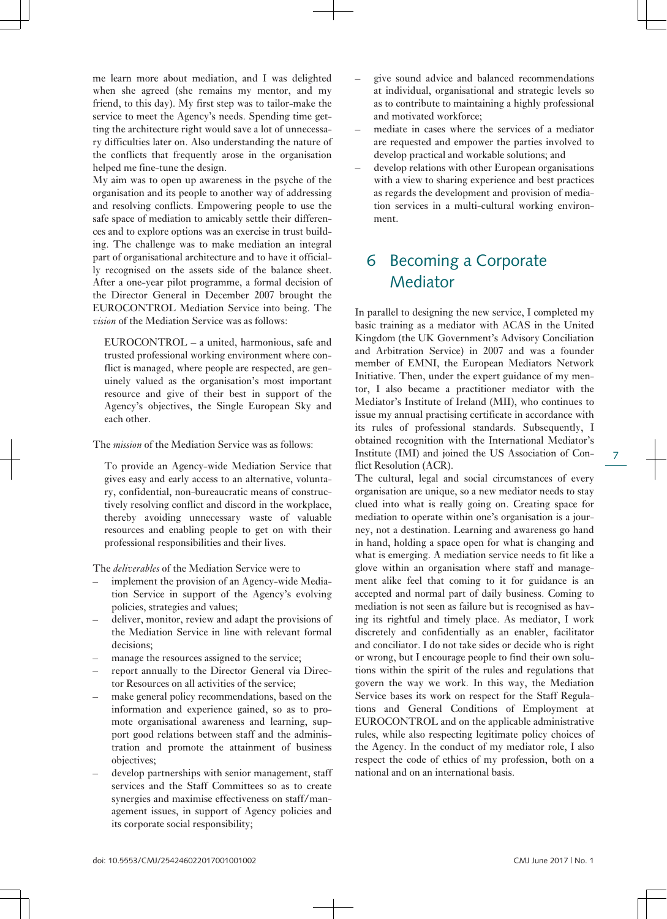me learn more about mediation, and I was delighted when she agreed (she remains my mentor, and my friend, to this day). My first step was to tailor-make the service to meet the Agency's needs. Spending time getting the architecture right would save a lot of unnecessary difficulties later on. Also understanding the nature of the conflicts that frequently arose in the organisation helped me fine-tune the design.

My aim was to open up awareness in the psyche of the organisation and its people to another way of addressing and resolving conflicts. Empowering people to use the safe space of mediation to amicably settle their differences and to explore options was an exercise in trust building. The challenge was to make mediation an integral part of organisational architecture and to have it officially recognised on the assets side of the balance sheet. After a one-year pilot programme, a formal decision of the Director General in December 2007 brought the EUROCONTROL Mediation Service into being. The *vision* of the Mediation Service was as follows:

> EUROCONTROL – a united, harmonious, safe and trusted professional working environment where conflict is managed, where people are respected, are genuinely valued as the organisation's most important resource and give of their best in support of the Agency's objectives, the Single European Sky and each other.

The *mission* of the Mediation Service was as follows:

> To provide an Agency-wide Mediation Service that gives easy and early access to an alternative, voluntary, confidential, non-bureaucratic means of constructively resolving conflict and discord in the workplace, thereby avoiding unnecessary waste of valuable resources and enabling people to get on with their professional responsibilities and their lives.

The *deliverables* of the Mediation Service were to

- implement the provision of an Agency-wide Mediation Service in support of the Agency's evolving policies, strategies and values;
- deliver, monitor, review and adapt the provisions of the Mediation Service in line with relevant formal decisions;
- manage the resources assigned to the service;
- report annually to the Director General via Director Resources on all activities of the service;
- make general policy recommendations, based on the information and experience gained, so as to promote organisational awareness and learning, support good relations between staff and the administration and promote the attainment of business objectives;
- develop partnerships with senior management, staff services and the Staff Committees so as to create synergies and maximise effectiveness on staff/management issues, in support of Agency policies and its corporate social responsibility;
- give sound advice and balanced recommendations at individual, organisational and strategic levels so as to contribute to maintaining a highly professional and motivated workforce;
- mediate in cases where the services of a mediator are requested and empower the parties involved to develop practical and workable solutions; and
- develop relations with other European organisations with a view to sharing experience and best practices as regards the development and provision of mediation services in a multi-cultural working environment.

## 6 Becoming a Corporate Mediator

In parallel to designing the new service, I completed my basic training as a mediator with ACAS in the United Kingdom (the UK Government's Advisory Conciliation and Arbitration Service) in 2007 and was a founder member of EMNI, the European Mediators Network Initiative. Then, under the expert guidance of my mentor, I also became a practitioner mediator with the Mediator's Institute of Ireland (MII), who continues to issue my annual practising certificate in accordance with its rules of professional standards. Subsequently, I obtained recognition with the International Mediator's Institute (IMI) and joined the US Association of Conflict Resolution (ACR).

The cultural, legal and social circumstances of every organisation are unique, so a new mediator needs to stay clued into what is really going on. Creating space for mediation to operate within one's organisation is a journey, not a destination. Learning and awareness go hand in hand, holding a space open for what is changing and what is emerging. A mediation service needs to fit like a glove within an organisation where staff and management alike feel that coming to it for guidance is an accepted and normal part of daily business. Coming to mediation is not seen as failure but is recognised as having its rightful and timely place. As mediator, I work discretely and confidentially as an enabler, facilitator and conciliator. I do not take sides or decide who is right or wrong, but I encourage people to find their own solutions within the spirit of the rules and regulations that govern the way we work. In this way, the Mediation Service bases its work on respect for the Staff Regulations and General Conditions of Employment at EUROCONTROL and on the applicable administrative rules, while also respecting legitimate policy choices of the Agency. In the conduct of my mediator role, I also respect the code of ethics of my profession, both on a national and on an international basis.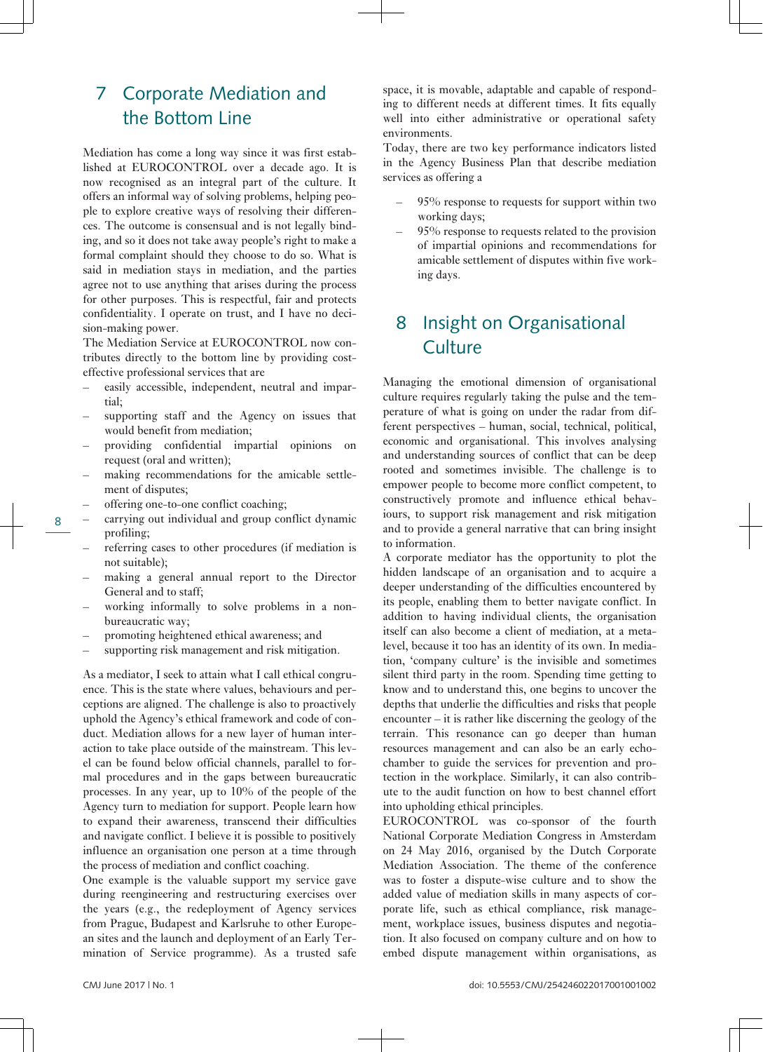## 7 Corporate Mediation and the Bottom Line

Mediation has come a long way since it was first established at EUROCONTROL over a decade ago. It is now recognised as an integral part of the culture. It offers an informal way of solving problems, helping people to explore creative ways of resolving their differences. The outcome is consensual and is not legally binding, and so it does not take away people's right to make a formal complaint should they choose to do so. What is said in mediation stays in mediation, and the parties agree not to use anything that arises during the process for other purposes. This is respectful, fair and protects confidentiality. I operate on trust, and I have no decision-making power.

The Mediation Service at EUROCONTROL now contributes directly to the bottom line by providing cost-effective professional services that are

- easily accessible, independent, neutral and impartial;
- supporting staff and the Agency on issues that would benefit from mediation;
- providing confidential impartial opinions on request (oral and written);
- making recommendations for the amicable settlement of disputes;
- offering one-to-one conflict coaching;
- carrying out individual and group conflict dynamic profiling;
- referring cases to other procedures (if mediation is not suitable);
- making a general annual report to the Director General and to staff;
- working informally to solve problems in a non-bureaucratic way;
- promoting heightened ethical awareness; and
- supporting risk management and risk mitigation.

As a mediator, I seek to attain what I call ethical congruence. This is the state where values, behaviours and perceptions are aligned. The challenge is also to proactively uphold the Agency's ethical framework and code of conduct. Mediation allows for a new layer of human interaction to take place outside of the mainstream. This level can be found below official channels, parallel to formal procedures and in the gaps between bureaucratic processes. In any year, up to 10% of the people of the Agency turn to mediation for support. People learn how to expand their awareness, transcend their difficulties and navigate conflict. I believe it is possible to positively influence an organisation one person at a time through the process of mediation and conflict coaching.

One example is the valuable support my service gave during reengineering and restructuring exercises over the years (e.g., the redeployment of Agency services from Prague, Budapest and Karlsruhe to other European sites and the launch and deployment of an Early Termination of Service programme). As a trusted safe space, it is movable, adaptable and capable of responding to different needs at different times. It fits equally well into either administrative or operational safety environments.

Today, there are two key performance indicators listed in the Agency Business Plan that describe mediation services as offering a

- 95% response to requests for support within two working days;
- 95% response to requests related to the provision of impartial opinions and recommendations for amicable settlement of disputes within five working days.

## 8 Insight on Organisational Culture

Managing the emotional dimension of organisational culture requires regularly taking the pulse and the temperature of what is going on under the radar from different perspectives – human, social, technical, political, economic and organisational. This involves analysing and understanding sources of conflict that can be deep rooted and sometimes invisible. The challenge is to empower people to become more conflict competent, to constructively promote and influence ethical behaviours, to support risk management and risk mitigation and to provide a general narrative that can bring insight to information.

A corporate mediator has the opportunity to plot the hidden landscape of an organisation and to acquire a deeper understanding of the difficulties encountered by its people, enabling them to better navigate conflict. In addition to having individual clients, the organisation itself can also become a client of mediation, at a meta-level, because it too has an identity of its own. In mediation, 'company culture' is the invisible and sometimes silent third party in the room. Spending time getting to know and to understand this, one begins to uncover the depths that underlie the difficulties and risks that people encounter – it is rather like discerning the geology of the terrain. This resonance can go deeper than human resources management and can also be an early echo-chamber to guide the services for prevention and protection in the workplace. Similarly, it can also contribute to the audit function on how to best channel effort into upholding ethical principles.

EUROCONTROL was co-sponsor of the fourth National Corporate Mediation Congress in Amsterdam on 24 May 2016, organised by the Dutch Corporate Mediation Association. The theme of the conference was to foster a dispute-wise culture and to show the added value of mediation skills in many aspects of corporate life, such as ethical compliance, risk management, workplace issues, business disputes and negotiation. It also focused on company culture and on how to embed dispute management within organisations, as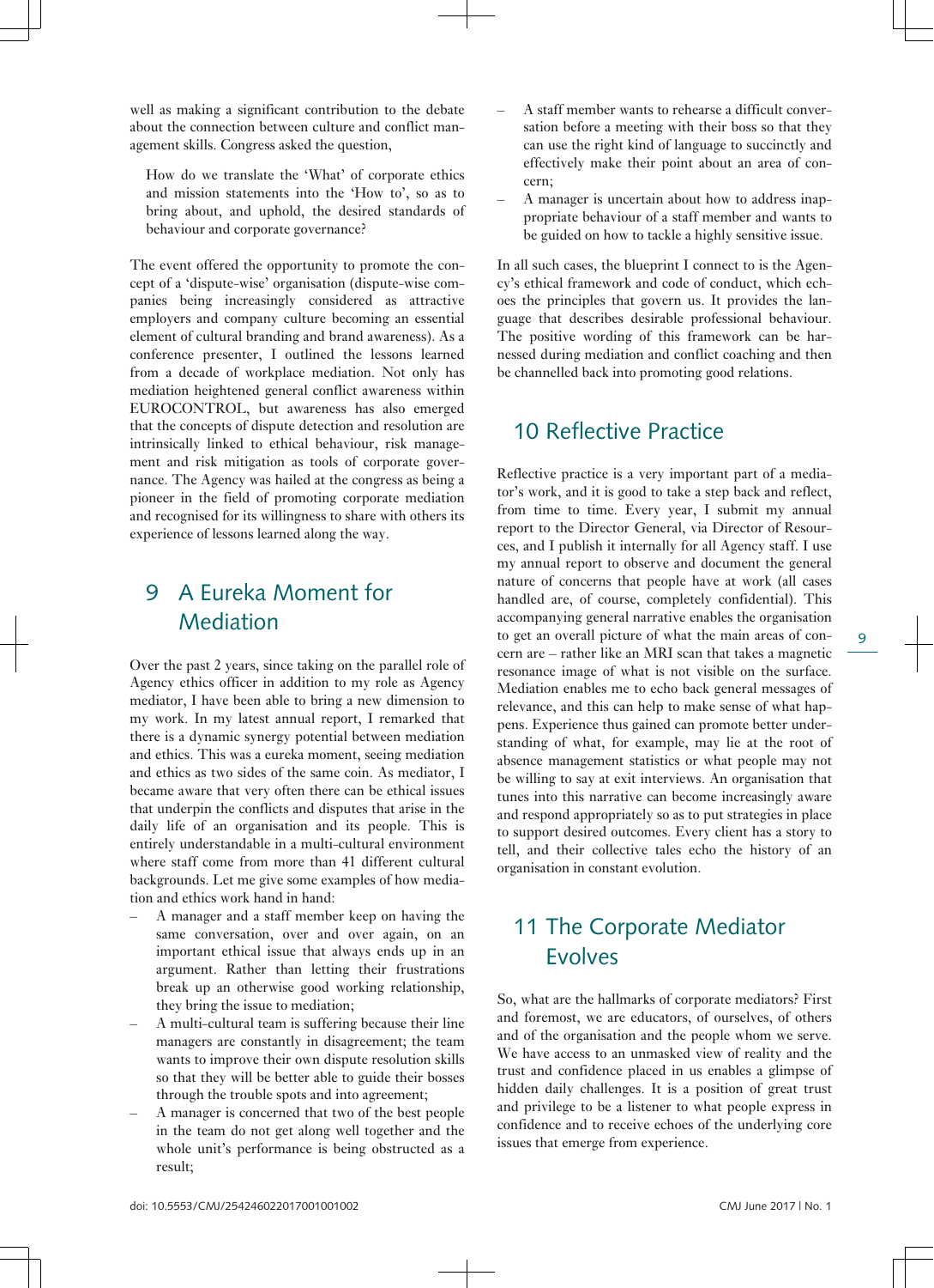well as making a significant contribution to the debate about the connection between culture and conflict management skills. Congress asked the question,

> How do we translate the 'What' of corporate ethics and mission statements into the 'How to', so as to bring about, and uphold, the desired standards of behaviour and corporate governance?

The event offered the opportunity to promote the concept of a 'dispute-wise' organisation (dispute-wise companies being increasingly considered as attractive employers and company culture becoming an essential element of cultural branding and brand awareness). As a conference presenter, I outlined the lessons learned from a decade of workplace mediation. Not only has mediation heightened general conflict awareness within EUROCONTROL, but awareness has also emerged that the concepts of dispute detection and resolution are intrinsically linked to ethical behaviour, risk management and risk mitigation as tools of corporate governance. The Agency was hailed at the congress as being a pioneer in the field of promoting corporate mediation and recognised for its willingness to share with others its experience of lessons learned along the way.

## 9 A Eureka Moment for Mediation

Over the past 2 years, since taking on the parallel role of Agency ethics officer in addition to my role as Agency mediator, I have been able to bring a new dimension to my work. In my latest annual report, I remarked that there is a dynamic synergy potential between mediation and ethics. This was a eureka moment, seeing mediation and ethics as two sides of the same coin. As mediator, I became aware that very often there can be ethical issues that underpin the conflicts and disputes that arise in the daily life of an organisation and its people. This is entirely understandable in a multi-cultural environment where staff come from more than 41 different cultural backgrounds. Let me give some examples of how mediation and ethics work hand in hand:

- A manager and a staff member keep on having the same conversation, over and over again, on an important ethical issue that always ends up in an argument. Rather than letting their frustrations break up an otherwise good working relationship, they bring the issue to mediation;
- A multi-cultural team is suffering because their line managers are constantly in disagreement; the team wants to improve their own dispute resolution skills so that they will be better able to guide their bosses through the trouble spots and into agreement;
- A manager is concerned that two of the best people in the team do not get along well together and the whole unit's performance is being obstructed as a result;
- A staff member wants to rehearse a difficult conversation before a meeting with their boss so that they can use the right kind of language to succinctly and effectively make their point about an area of concern;
- A manager is uncertain about how to address inappropriate behaviour of a staff member and wants to be guided on how to tackle a highly sensitive issue.

In all such cases, the blueprint I connect to is the Agency's ethical framework and code of conduct, which echoes the principles that govern us. It provides the language that describes desirable professional behaviour. The positive wording of this framework can be harnessed during mediation and conflict coaching and then be channelled back into promoting good relations.

## 10 Reflective Practice

Reflective practice is a very important part of a mediator's work, and it is good to take a step back and reflect, from time to time. Every year, I submit my annual report to the Director General, via Director of Resources, and I publish it internally for all Agency staff. I use my annual report to observe and document the general nature of concerns that people have at work (all cases handled are, of course, completely confidential). This accompanying general narrative enables the organisation to get an overall picture of what the main areas of concern are – rather like an MRI scan that takes a magnetic resonance image of what is not visible on the surface. Mediation enables me to echo back general messages of relevance, and this can help to make sense of what happens. Experience thus gained can promote better understanding of what, for example, may lie at the root of absence management statistics or what people may not be willing to say at exit interviews. An organisation that tunes into this narrative can become increasingly aware and respond appropriately so as to put strategies in place to support desired outcomes. Every client has a story to tell, and their collective tales echo the history of an organisation in constant evolution.

## 11 The Corporate Mediator Evolves

So, what are the hallmarks of corporate mediators? First and foremost, we are educators, of ourselves, of others and of the organisation and the people whom we serve. We have access to an unmasked view of reality and the trust and confidence placed in us enables a glimpse of hidden daily challenges. It is a position of great trust and privilege to be a listener to what people express in confidence and to receive echoes of the underlying core issues that emerge from experience.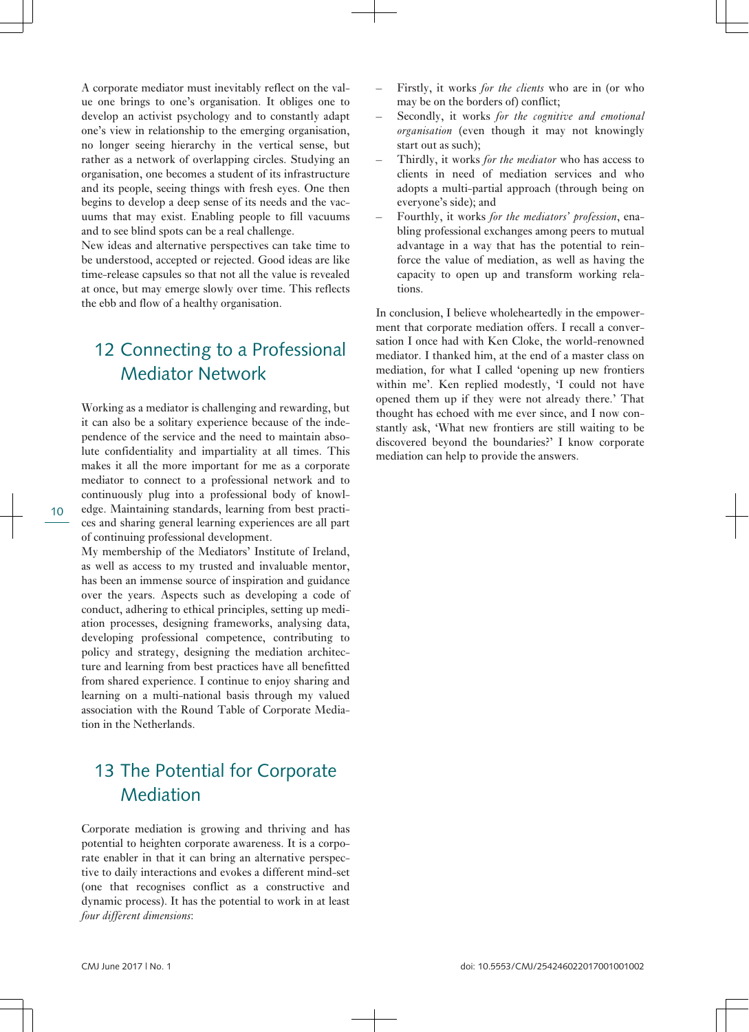A corporate mediator must inevitably reflect on the value one brings to one's organisation. It obliges one to develop an activist psychology and to constantly adapt one's view in relationship to the emerging organisation, no longer seeing hierarchy in the vertical sense, but rather as a network of overlapping circles. Studying an organisation, one becomes a student of its infrastructure and its people, seeing things with fresh eyes. One then begins to develop a deep sense of its needs and the vacuums that may exist. Enabling people to fill vacuums and to see blind spots can be a real challenge.

New ideas and alternative perspectives can take time to be understood, accepted or rejected. Good ideas are like time-release capsules so that not all the value is revealed at once, but may emerge slowly over time. This reflects the ebb and flow of a healthy organisation.

## 12 Connecting to a Professional Mediator Network

Working as a mediator is challenging and rewarding, but it can also be a solitary experience because of the independence of the service and the need to maintain absolute confidentiality and impartiality at all times. This makes it all the more important for me as a corporate mediator to connect to a professional network and to continuously plug into a professional body of knowledge. Maintaining standards, learning from best practices and sharing general learning experiences are all part of continuing professional development.

My membership of the Mediators' Institute of Ireland, as well as access to my trusted and invaluable mentor, has been an immense source of inspiration and guidance over the years. Aspects such as developing a code of conduct, adhering to ethical principles, setting up mediation processes, designing frameworks, analysing data, developing professional competence, contributing to policy and strategy, designing the mediation architecture and learning from best practices have all benefitted from shared experience. I continue to enjoy sharing and learning on a multi-national basis through my valued association with the Round Table of Corporate Mediation in the Netherlands.

## 13 The Potential for Corporate Mediation

Corporate mediation is growing and thriving and has potential to heighten corporate awareness. It is a corporate enabler in that it can bring an alternative perspective to daily interactions and evokes a different mind-set (one that recognises conflict as a constructive and dynamic process). It has the potential to work in at least *four different dimensions*:

- Firstly, it works *for the clients* who are in (or who may be on the borders of) conflict;
- Secondly, it works *for the cognitive and emotional organisation* (even though it may not knowingly start out as such);
- Thirdly, it works *for the mediator* who has access to clients in need of mediation services and who adopts a multi-partial approach (through being on everyone's side); and
- Fourthly, it works *for the mediators' profession*, enabling professional exchanges among peers to mutual advantage in a way that has the potential to reinforce the value of mediation, as well as having the capacity to open up and transform working relations.

In conclusion, I believe wholeheartedly in the empowerment that corporate mediation offers. I recall a conversation I once had with Ken Cloke, the world-renowned mediator. I thanked him, at the end of a master class on mediation, for what I called 'opening up new frontiers within me'. Ken replied modestly, 'I could not have opened them up if they were not already there.' That thought has echoed with me ever since, and I now constantly ask, 'What new frontiers are still waiting to be discovered beyond the boundaries?' I know corporate mediation can help to provide the answers.